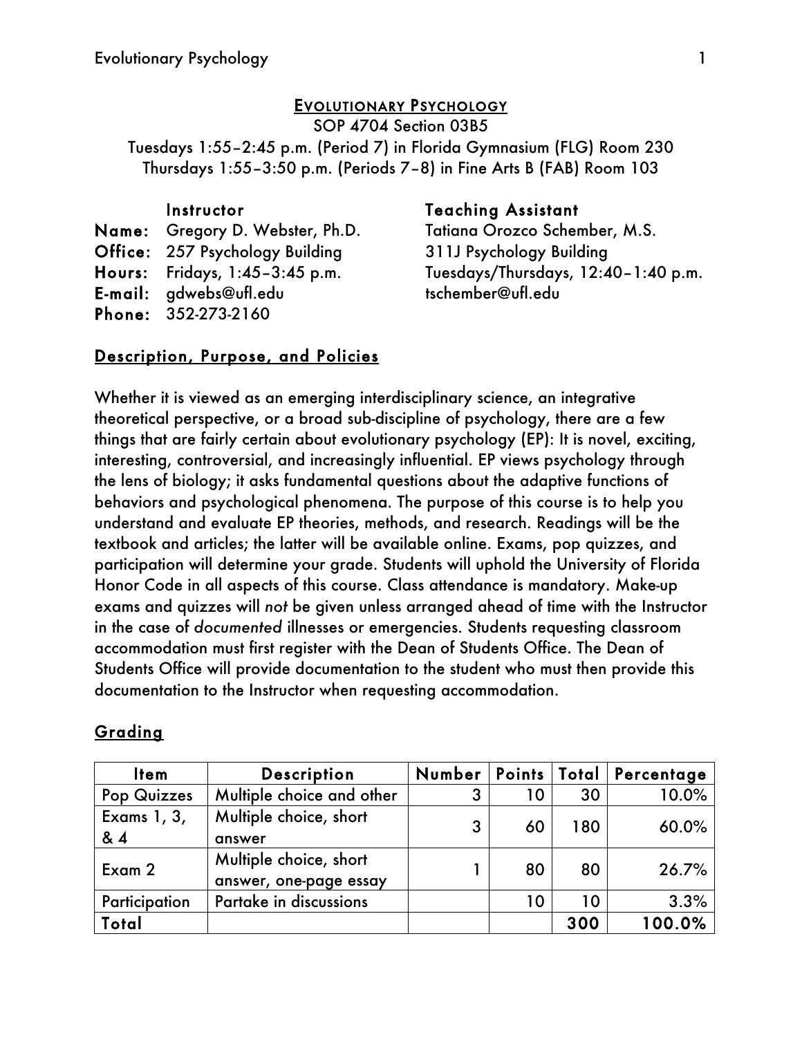# EVOLUTIONARY PSYCHOLOGY

SOP 4704 Section 03B5

Tuesdays 1:55–2:45 p.m. (Period 7) in Florida Gymnasium (FLG) Room 230

Thursdays 1:55–3:50 p.m. (Periods 7–8) in Fine Arts B (FAB) Room 103

| | Instructor | Teaching Assistant |
|---|---|---|
| **Name:** | Gregory D. Webster, Ph.D. | Tatiana Orozco Schember, M.S. |
| **Office:** | 257 Psychology Building | 311J Psychology Building |
| **Hours:** | Fridays, 1:45–3:45 p.m. | Tuesdays/Thursdays, 12:40–1:40 p.m. |
| **E-mail:** | gdwebs@ufl.edu | tschember@ufl.edu |
| **Phone:** | 352-273-2160 | |

## Description, Purpose, and Policies

Whether it is viewed as an emerging interdisciplinary science, an integrative theoretical perspective, or a broad sub-discipline of psychology, there are a few things that are fairly certain about evolutionary psychology (EP): It is novel, exciting, interesting, controversial, and increasingly influential. EP views psychology through the lens of biology; it asks fundamental questions about the adaptive functions of behaviors and psychological phenomena. The purpose of this course is to help you understand and evaluate EP theories, methods, and research. Readings will be the textbook and articles; the latter will be available online. Exams, pop quizzes, and participation will determine your grade. Students will uphold the University of Florida Honor Code in all aspects of this course. Class attendance is mandatory. Make-up exams and quizzes will *not* be given unless arranged ahead of time with the Instructor in the case of *documented* illnesses or emergencies. Students requesting classroom accommodation must first register with the Dean of Students Office. The Dean of Students Office will provide documentation to the student who must then provide this documentation to the Instructor when requesting accommodation.

## Grading

| Item | Description | Number | Points | Total | Percentage |
|---|---|---|---|---|---|
| Pop Quizzes | Multiple choice and other | 3 | 10 | 30 | 10.0% |
| Exams 1, 3, & 4 | Multiple choice, short answer | 3 | 60 | 180 | 60.0% |
| Exam 2 | Multiple choice, short answer, one-page essay | 1 | 80 | 80 | 26.7% |
| Participation | Partake in discussions | | 10 | 10 | 3.3% |
| **Total** | | | | **300** | **100.0%** |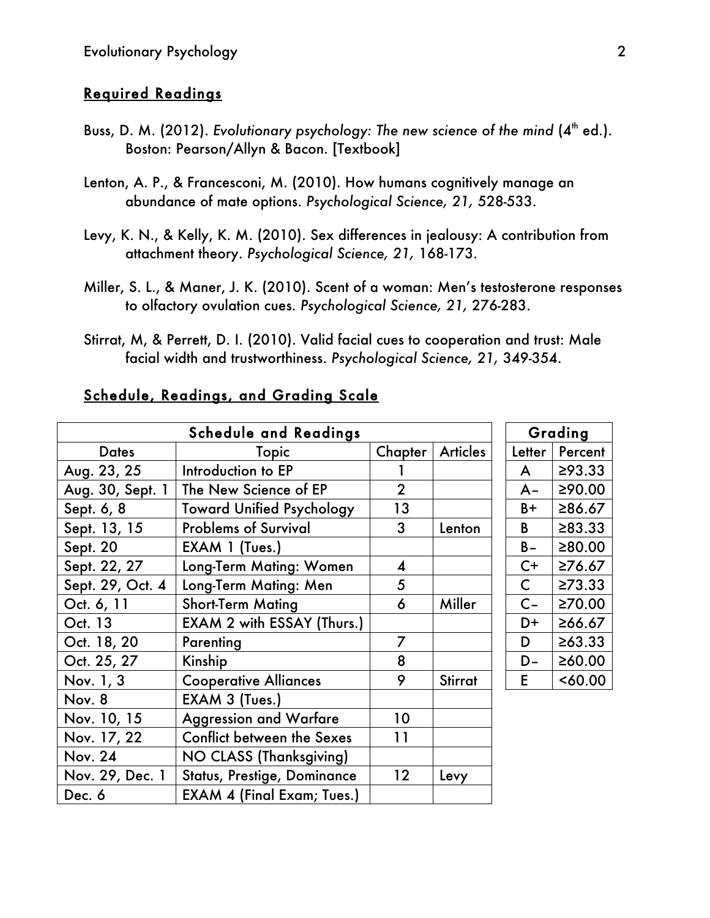## Required Readings

Buss, D. M. (2012). *Evolutionary psychology: The new science of the mind* (4th ed.). Boston: Pearson/Allyn & Bacon. [Textbook]

Lenton, A. P., & Francesconi, M. (2010). How humans cognitively manage an abundance of mate options. *Psychological Science, 21,* 528-533.

Levy, K. N., & Kelly, K. M. (2010). Sex differences in jealousy: A contribution from attachment theory. *Psychological Science, 21,* 168-173.

Miller, S. L., & Maner, J. K. (2010). Scent of a woman: Men's testosterone responses to olfactory ovulation cues. *Psychological Science, 21,* 276-283.

Stirrat, M, & Perrett, D. I. (2010). Valid facial cues to cooperation and trust: Male facial width and trustworthiness. *Psychological Science, 21,* 349-354.

## Schedule, Readings, and Grading Scale

| Schedule and Readings | | | |
|---|---|---|---|
| Dates | Topic | Chapter | Articles |
| Aug. 23, 25 | Introduction to EP | 1 | |
| Aug. 30, Sept. 1 | The New Science of EP | 2 | |
| Sept. 6, 8 | Toward Unified Psychology | 13 | |
| Sept. 13, 15 | Problems of Survival | 3 | Lenton |
| Sept. 20 | EXAM 1 (Tues.) | | |
| Sept. 22, 27 | Long-Term Mating: Women | 4 | |
| Sept. 29, Oct. 4 | Long-Term Mating: Men | 5 | |
| Oct. 6, 11 | Short-Term Mating | 6 | Miller |
| Oct. 13 | EXAM 2 with ESSAY (Thurs.) | | |
| Oct. 18, 20 | Parenting | 7 | |
| Oct. 25, 27 | Kinship | 8 | |
| Nov. 1, 3 | Cooperative Alliances | 9 | Stirrat |
| Nov. 8 | EXAM 3 (Tues.) | | |
| Nov. 10, 15 | Aggression and Warfare | 10 | |
| Nov. 17, 22 | Conflict between the Sexes | 11 | |
| Nov. 24 | NO CLASS (Thanksgiving) | | |
| Nov. 29, Dec. 1 | Status, Prestige, Dominance | 12 | Levy |
| Dec. 6 | EXAM 4 (Final Exam; Tues.) | | |

| Grading | |
|---|---|
| Letter | Percent |
| A | ≥93.33 |
| A– | ≥90.00 |
| B+ | ≥86.67 |
| B | ≥83.33 |
| B– | ≥80.00 |
| C+ | ≥76.67 |
| C | ≥73.33 |
| C– | ≥70.00 |
| D+ | ≥66.67 |
| D | ≥63.33 |
| D– | ≥60.00 |
| E | <60.00 |